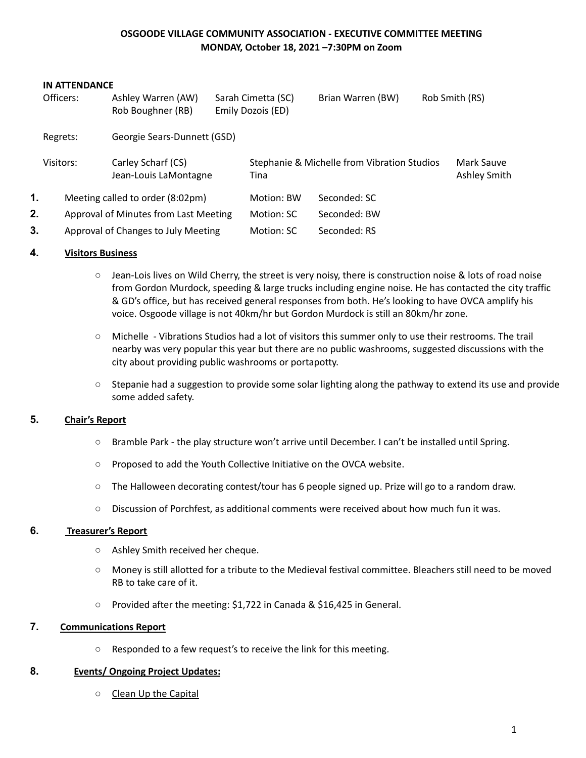# OSGOODE VILLAGE COMMUNITY ASSOCIATION - EXECUTIVE COMMITTEE MEETING
## MONDAY, October 18, 2021 –7:30PM on Zoom

**IN ATTENDANCE**

| | | | | |
|---|---|---|---|---|
| Officers: | Ashley Warren (AW) | Sarah Cimetta (SC) | Brian Warren (BW) | Rob Smith (RS) |
| | Rob Boughner (RB) | Emily Dozois (ED) | | |
| Regrets: | Georgie Sears-Dunnett (GSD) | | | |
| Visitors: | Carley Scharf (CS) | Stephanie & Michelle from Vibration Studios | | Mark Sauve |
| | Jean-Louis LaMontagne | Tina | | Ashley Smith |

| | | | |
|---|---|---|---|
| **1.** | Meeting called to order (8:02pm) | Motion: BW | Seconded: SC |
| **2.** | Approval of Minutes from Last Meeting | Motion: SC | Seconded: BW |
| **3.** | Approval of Changes to July Meeting | Motion: SC | Seconded: RS |

## 4. Visitors Business

- Jean-Lois lives on Wild Cherry, the street is very noisy, there is construction noise & lots of road noise from Gordon Murdock, speeding & large trucks including engine noise. He has contacted the city traffic & GD's office, but has received general responses from both. He's looking to have OVCA amplify his voice. Osgoode village is not 40km/hr but Gordon Murdock is still an 80km/hr zone.
- Michelle - Vibrations Studios had a lot of visitors this summer only to use their restrooms. The trail nearby was very popular this year but there are no public washrooms, suggested discussions with the city about providing public washrooms or portapotty.
- Stepanie had a suggestion to provide some solar lighting along the pathway to extend its use and provide some added safety.

## 5. Chair's Report

- Bramble Park - the play structure won't arrive until December. I can't be installed until Spring.
- Proposed to add the Youth Collective Initiative on the OVCA website.
- The Halloween decorating contest/tour has 6 people signed up. Prize will go to a random draw.
- Discussion of Porchfest, as additional comments were received about how much fun it was.

## 6. Treasurer's Report

- Ashley Smith received her cheque.
- Money is still allotted for a tribute to the Medieval festival committee. Bleachers still need to be moved RB to take care of it.
- Provided after the meeting: $1,722 in Canada & $16,425 in General.

## 7. Communications Report

- Responded to a few request's to receive the link for this meeting.

## 8. Events/ Ongoing Project Updates:

- Clean Up the Capital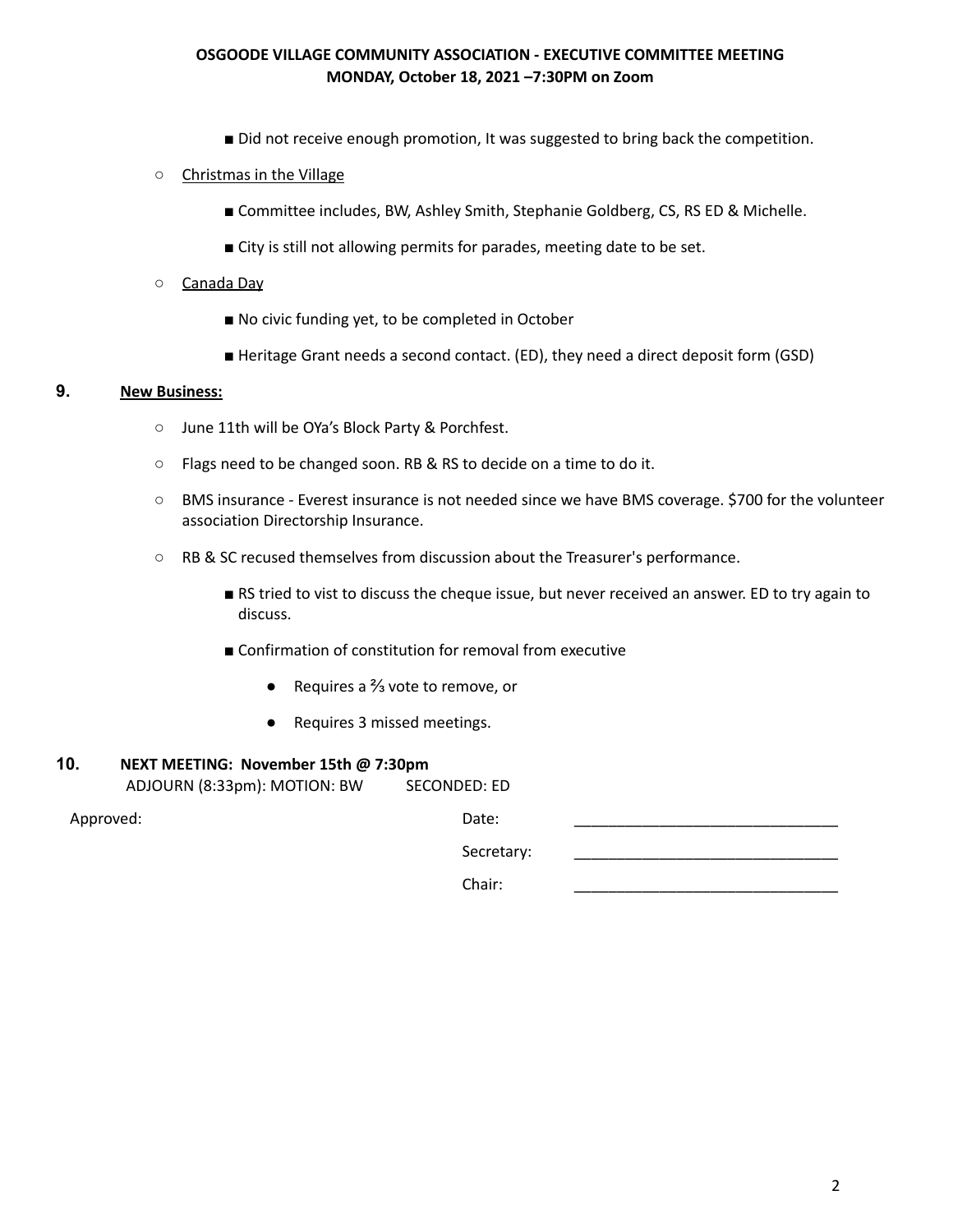- Did not receive enough promotion, It was suggested to bring back the competition.

- Christmas in the Village
  - Committee includes, BW, Ashley Smith, Stephanie Goldberg, CS, RS ED & Michelle.
  - City is still not allowing permits for parades, meeting date to be set.
- Canada Day
  - No civic funding yet, to be completed in October
  - Heritage Grant needs a second contact. (ED), they need a direct deposit form (GSD)

## 9. New Business:

- June 11th will be OYa's Block Party & Porchfest.
- Flags need to be changed soon. RB & RS to decide on a time to do it.
- BMS insurance - Everest insurance is not needed since we have BMS coverage. $700 for the volunteer association Directorship Insurance.
- RB & SC recused themselves from discussion about the Treasurer's performance.
  - RS tried to vist to discuss the cheque issue, but never received an answer. ED to try again to discuss.
  - Confirmation of constitution for removal from executive
    - Requires a ⅔ vote to remove, or
    - Requires 3 missed meetings.

## 10. NEXT MEETING: November 15th @ 7:30pm

ADJOURN (8:33pm): MOTION: BW SECONDED: ED

Approved:

Date: ______________________________

Secretary: ______________________________

Chair: ______________________________